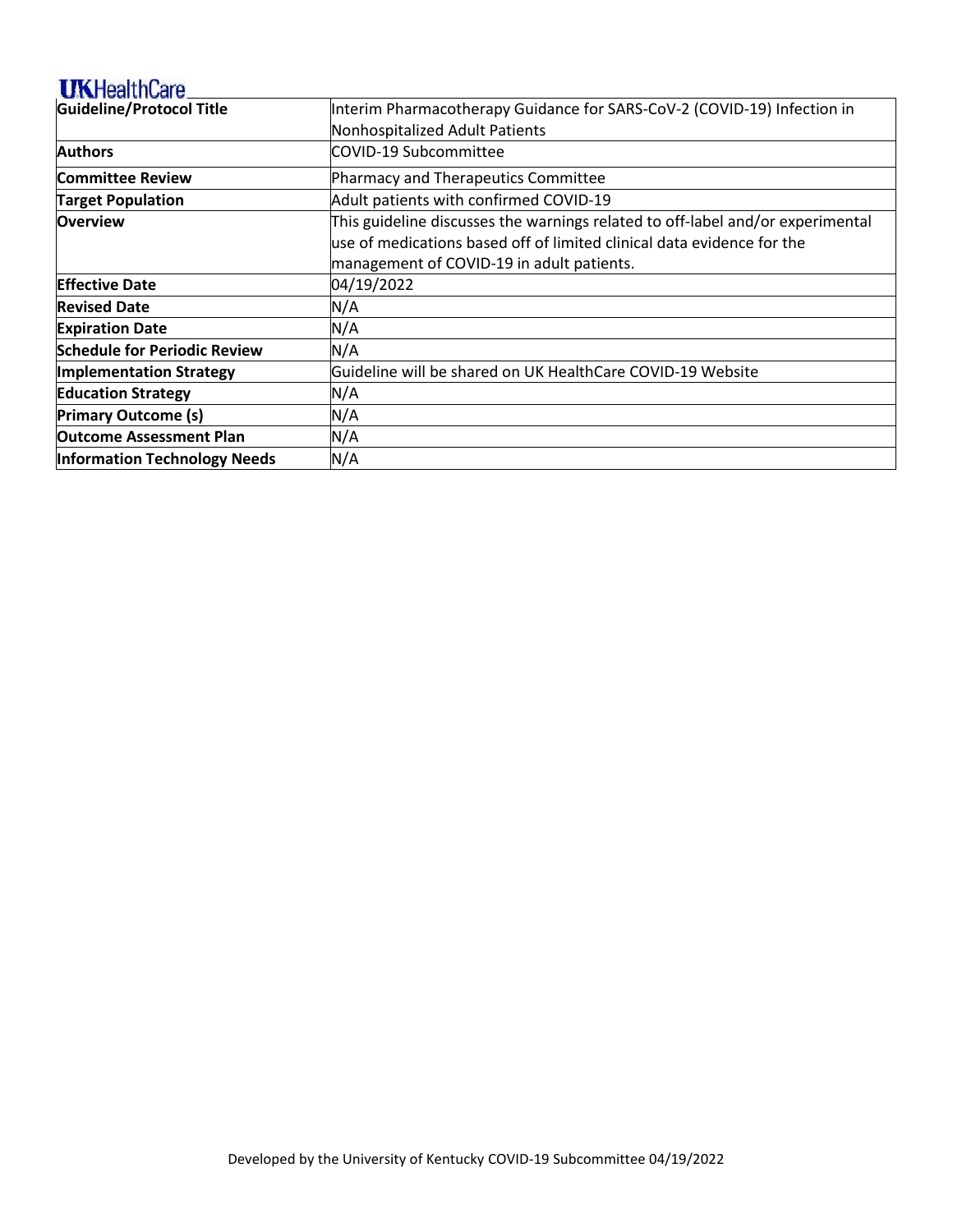UKHealthCare

| | |
|---|---|
| **Guideline/Protocol Title** | Interim Pharmacotherapy Guidance for SARS-CoV-2 (COVID-19) Infection in Nonhospitalized Adult Patients |
| **Authors** | COVID-19 Subcommittee |
| **Committee Review** | Pharmacy and Therapeutics Committee |
| **Target Population** | Adult patients with confirmed COVID-19 |
| **Overview** | This guideline discusses the warnings related to off-label and/or experimental use of medications based off of limited clinical data evidence for the management of COVID-19 in adult patients. |
| **Effective Date** | 04/19/2022 |
| **Revised Date** | N/A |
| **Expiration Date** | N/A |
| **Schedule for Periodic Review** | N/A |
| **Implementation Strategy** | Guideline will be shared on UK HealthCare COVID-19 Website |
| **Education Strategy** | N/A |
| **Primary Outcome (s)** | N/A |
| **Outcome Assessment Plan** | N/A |
| **Information Technology Needs** | N/A |

Developed by the University of Kentucky COVID-19 Subcommittee 04/19/2022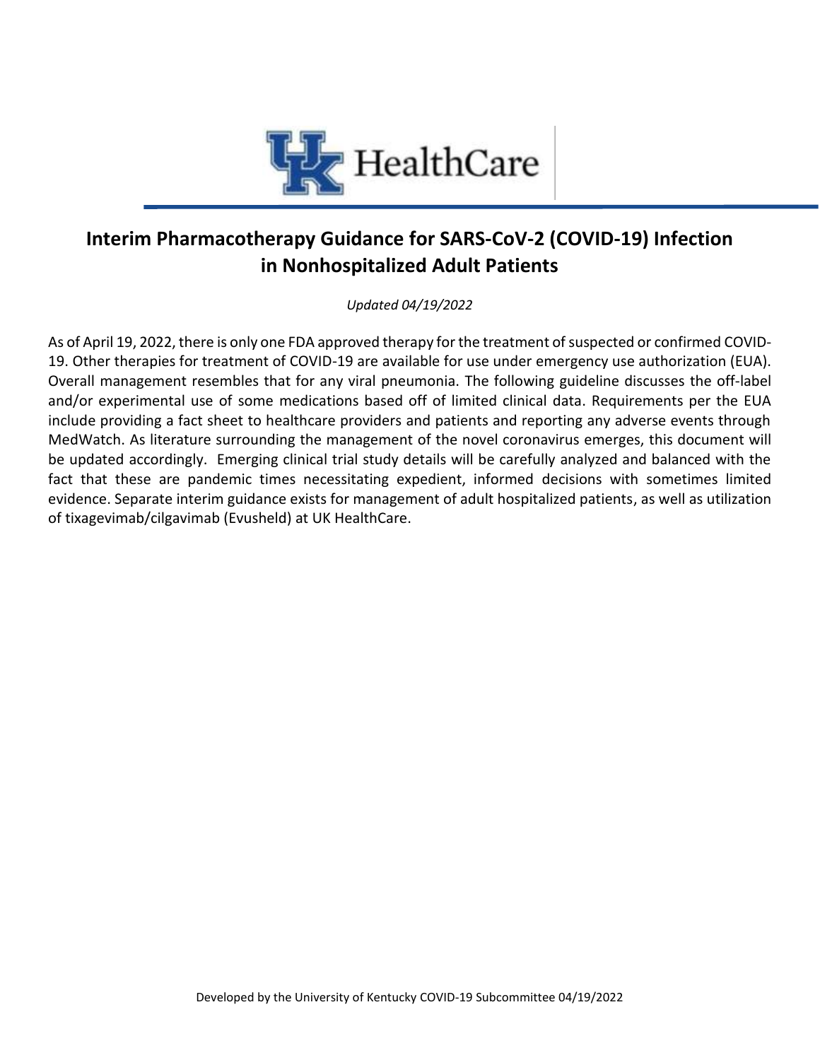UK HealthCare

# Interim Pharmacotherapy Guidance for SARS-CoV-2 (COVID-19) Infection in Nonhospitalized Adult Patients

*Updated 04/19/2022*

As of April 19, 2022, there is only one FDA approved therapy for the treatment of suspected or confirmed COVID-19. Other therapies for treatment of COVID-19 are available for use under emergency use authorization (EUA). Overall management resembles that for any viral pneumonia. The following guideline discusses the off-label and/or experimental use of some medications based off of limited clinical data. Requirements per the EUA include providing a fact sheet to healthcare providers and patients and reporting any adverse events through MedWatch. As literature surrounding the management of the novel coronavirus emerges, this document will be updated accordingly. Emerging clinical trial study details will be carefully analyzed and balanced with the fact that these are pandemic times necessitating expedient, informed decisions with sometimes limited evidence. Separate interim guidance exists for management of adult hospitalized patients, as well as utilization of tixagevimab/cilgavimab (Evusheld) at UK HealthCare.

Developed by the University of Kentucky COVID-19 Subcommittee 04/19/2022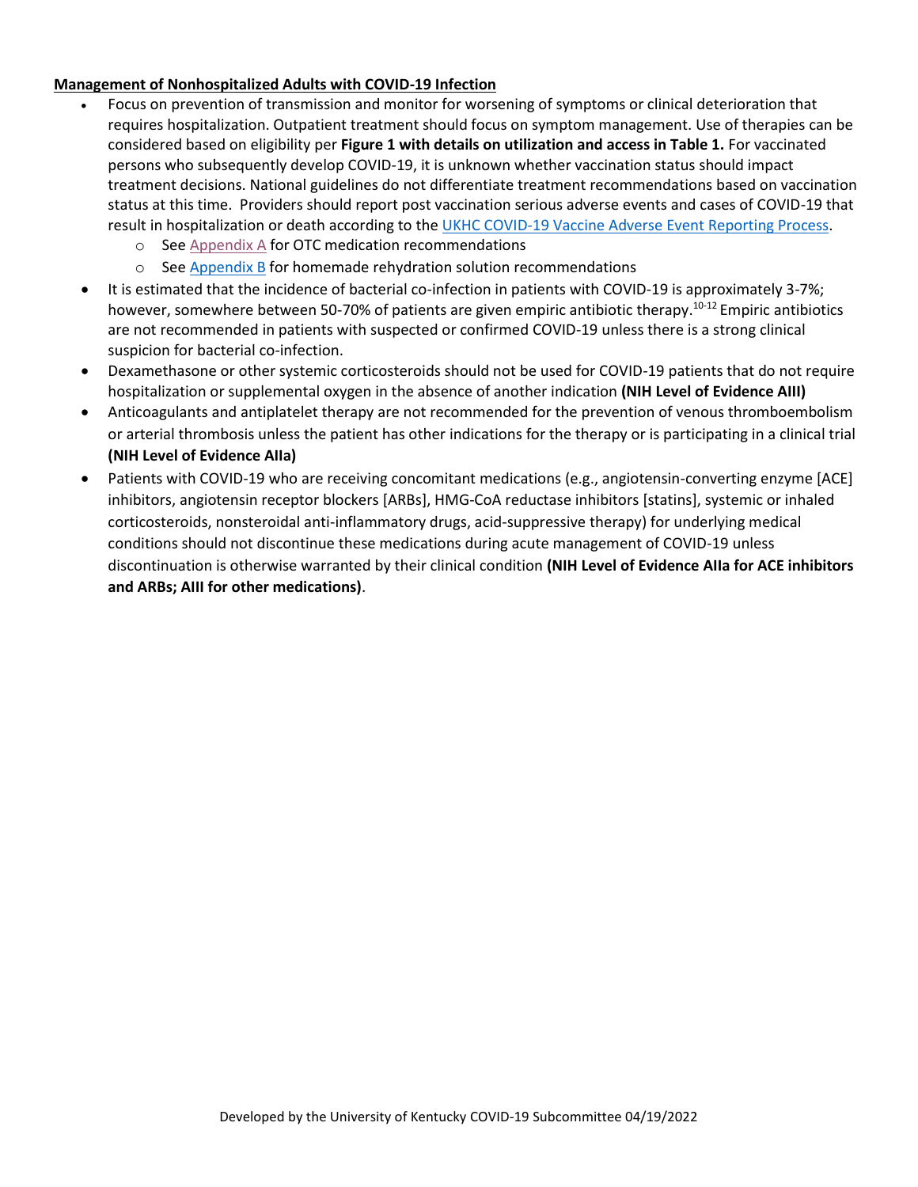**Management of Nonhospitalized Adults with COVID-19 Infection**

- Focus on prevention of transmission and monitor for worsening of symptoms or clinical deterioration that requires hospitalization. Outpatient treatment should focus on symptom management. Use of therapies can be considered based on eligibility per **Figure 1 with details on utilization and access in Table 1.** For vaccinated persons who subsequently develop COVID-19, it is unknown whether vaccination status should impact treatment decisions. National guidelines do not differentiate treatment recommendations based on vaccination status at this time. Providers should report post vaccination serious adverse events and cases of COVID-19 that result in hospitalization or death according to the UKHC COVID-19 Vaccine Adverse Event Reporting Process.
    - See Appendix A for OTC medication recommendations
    - See Appendix B for homemade rehydration solution recommendations
- It is estimated that the incidence of bacterial co-infection in patients with COVID-19 is approximately 3-7%; however, somewhere between 50-70% of patients are given empiric antibiotic therapy.[10-12] Empiric antibiotics are not recommended in patients with suspected or confirmed COVID-19 unless there is a strong clinical suspicion for bacterial co-infection.
- Dexamethasone or other systemic corticosteroids should not be used for COVID-19 patients that do not require hospitalization or supplemental oxygen in the absence of another indication **(NIH Level of Evidence AIII)**
- Anticoagulants and antiplatelet therapy are not recommended for the prevention of venous thromboembolism or arterial thrombosis unless the patient has other indications for the therapy or is participating in a clinical trial **(NIH Level of Evidence AIIa)**
- Patients with COVID-19 who are receiving concomitant medications (e.g., angiotensin-converting enzyme [ACE] inhibitors, angiotensin receptor blockers [ARBs], HMG-CoA reductase inhibitors [statins], systemic or inhaled corticosteroids, nonsteroidal anti-inflammatory drugs, acid-suppressive therapy) for underlying medical conditions should not discontinue these medications during acute management of COVID-19 unless discontinuation is otherwise warranted by their clinical condition **(NIH Level of Evidence AIIa for ACE inhibitors and ARBs; AIII for other medications)**.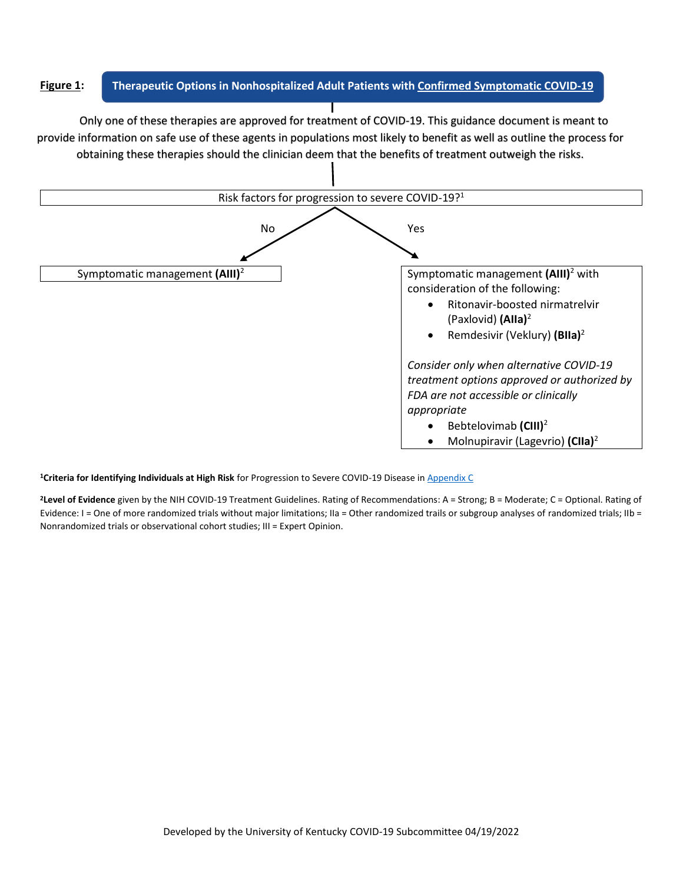**Figure 1:** **Therapeutic Options in Nonhospitalized Adult Patients with Confirmed Symptomatic COVID-19**

Only one of these therapies are approved for treatment of COVID-19. This guidance document is meant to provide information on safe use of these agents in populations most likely to benefit as well as outline the process for obtaining these therapies should the clinician deem that the benefits of treatment outweigh the risks.

Risk factors for progression to severe COVID-19?[1]

No

Symptomatic management **(AIII)**[2]

Yes

Symptomatic management **(AIII)**[2] with consideration of the following:

- Ritonavir-boosted nirmatrelvir (Paxlovid) **(AIIa)**[2]
- Remdesivir (Veklury) **(BIIa)**[2]

*Consider only when alternative COVID-19 treatment options approved or authorized by FDA are not accessible or clinically appropriate*

- Bebtelovimab **(CIII)**[2]
- Molnupiravir (Lagevrio) **(CIIa)**[2]

[1]**Criteria for Identifying Individuals at High Risk** for Progression to Severe COVID-19 Disease in Appendix C

[2]**Level of Evidence** given by the NIH COVID-19 Treatment Guidelines. Rating of Recommendations: A = Strong; B = Moderate; C = Optional. Rating of Evidence: I = One of more randomized trials without major limitations; IIa = Other randomized trails or subgroup analyses of randomized trials; IIb = Nonrandomized trials or observational cohort studies; III = Expert Opinion.

Developed by the University of Kentucky COVID-19 Subcommittee 04/19/2022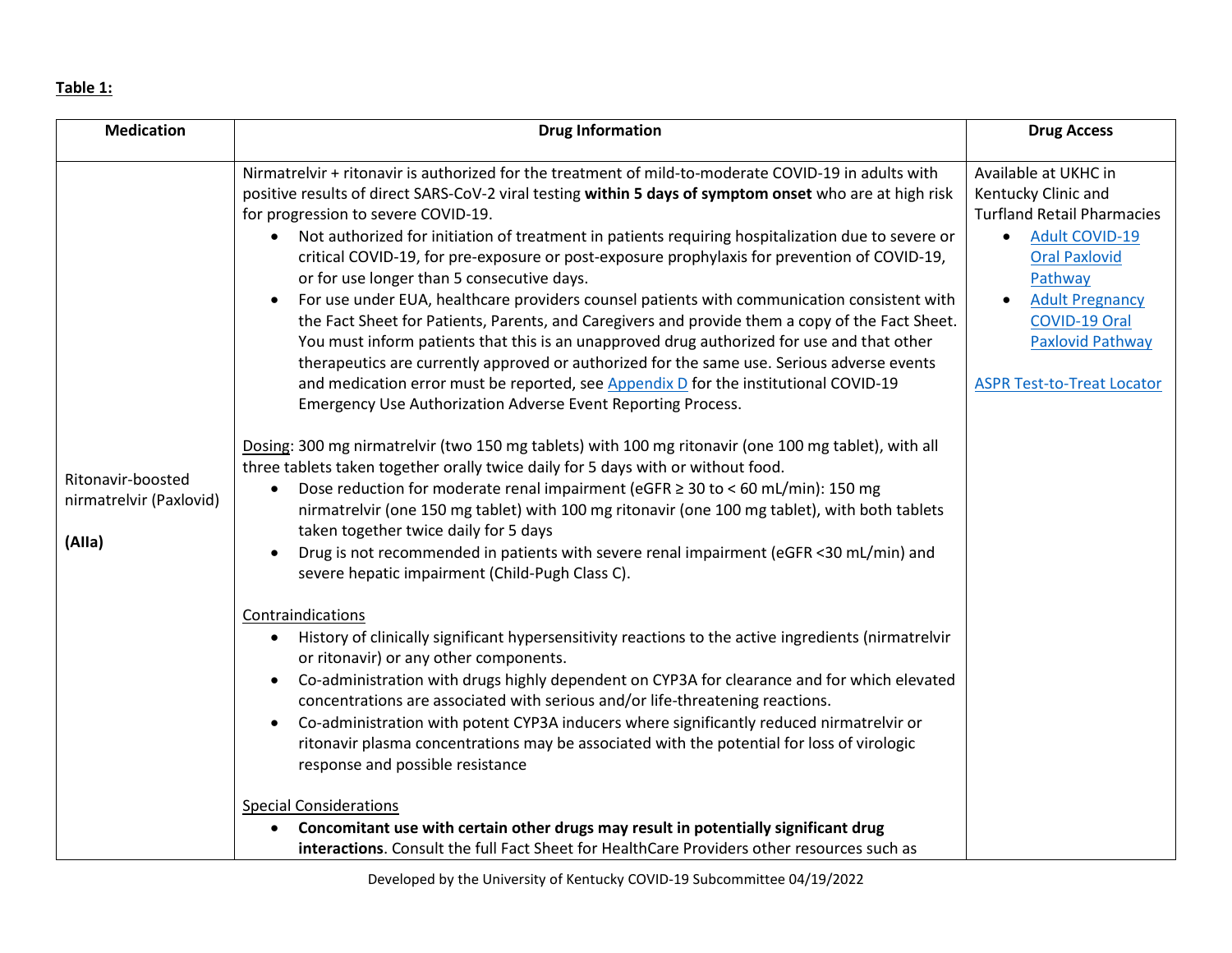**Table 1:**

| Medication | Drug Information | Drug Access |
|---|---|---|
| Ritonavir-boosted nirmatrelvir (Paxlovid)<br><br>**(AIIa)** | Nirmatrelvir + ritonavir is authorized for the treatment of mild-to-moderate COVID-19 in adults with positive results of direct SARS-CoV-2 viral testing **within 5 days of symptom onset** who are at high risk for progression to severe COVID-19.<br>• Not authorized for initiation of treatment in patients requiring hospitalization due to severe or critical COVID-19, for pre-exposure or post-exposure prophylaxis for prevention of COVID-19, or for use longer than 5 consecutive days.<br>• For use under EUA, healthcare providers counsel patients with communication consistent with the Fact Sheet for Patients, Parents, and Caregivers and provide them a copy of the Fact Sheet. You must inform patients that this is an unapproved drug authorized for use and that other therapeutics are currently approved or authorized for the same use. Serious adverse events and medication error must be reported, see Appendix D for the institutional COVID-19 Emergency Use Authorization Adverse Event Reporting Process.<br><br>Dosing: 300 mg nirmatrelvir (two 150 mg tablets) with 100 mg ritonavir (one 100 mg tablet), with all three tablets taken together orally twice daily for 5 days with or without food.<br>• Dose reduction for moderate renal impairment (eGFR ≥ 30 to < 60 mL/min): 150 mg nirmatrelvir (one 150 mg tablet) with 100 mg ritonavir (one 100 mg tablet), with both tablets taken together twice daily for 5 days<br>• Drug is not recommended in patients with severe renal impairment (eGFR <30 mL/min) and severe hepatic impairment (Child-Pugh Class C).<br><br>Contraindications<br>• History of clinically significant hypersensitivity reactions to the active ingredients (nirmatrelvir or ritonavir) or any other components.<br>• Co-administration with drugs highly dependent on CYP3A for clearance and for which elevated concentrations are associated with serious and/or life-threatening reactions.<br>• Co-administration with potent CYP3A inducers where significantly reduced nirmatrelvir or ritonavir plasma concentrations may be associated with the potential for loss of virologic response and possible resistance<br><br>Special Considerations<br>• **Concomitant use with certain other drugs may result in potentially significant drug interactions**. Consult the full Fact Sheet for HealthCare Providers other resources such as | Available at UKHC in Kentucky Clinic and Turfland Retail Pharmacies<br>• Adult COVID-19 Oral Paxlovid Pathway<br>• Adult Pregnancy COVID-19 Oral Paxlovid Pathway<br><br>ASPR Test-to-Treat Locator |

Developed by the University of Kentucky COVID-19 Subcommittee 04/19/2022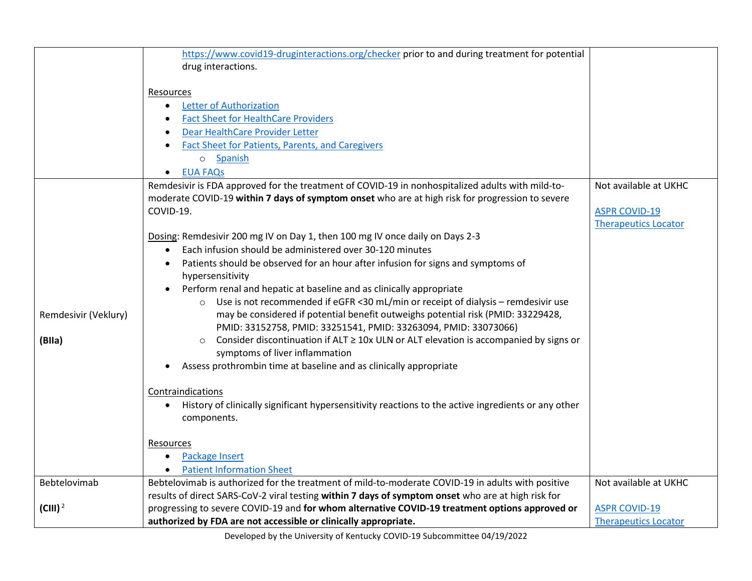| | | |
|---|---|---|
| | https://www.covid19-druginteractions.org/checker prior to and during treatment for potential drug interactions.<br><br>Resources<br>• Letter of Authorization<br>• Fact Sheet for HealthCare Providers<br>• Dear HealthCare Provider Letter<br>• Fact Sheet for Patients, Parents, and Caregivers<br>  ○ Spanish<br>• EUA FAQs | |
| Remdesivir (Veklury)<br><br>**(BIIa)** | Remdesivir is FDA approved for the treatment of COVID-19 in nonhospitalized adults with mild-to-moderate COVID-19 **within 7 days of symptom onset** who are at high risk for progression to severe COVID-19.<br><br>Dosing: Remdesivir 200 mg IV on Day 1, then 100 mg IV once daily on Days 2-3<br>• Each infusion should be administered over 30-120 minutes<br>• Patients should be observed for an hour after infusion for signs and symptoms of hypersensitivity<br>• Perform renal and hepatic at baseline and as clinically appropriate<br>  ○ Use is not recommended if eGFR <30 mL/min or receipt of dialysis – remdesivir use may be considered if potential benefit outweighs potential risk (PMID: 33229428, PMID: 33152758, PMID: 33251541, PMID: 33263094, PMID: 33073066)<br>  ○ Consider discontinuation if ALT ≥ 10x ULN or ALT elevation is accompanied by signs or symptoms of liver inflammation<br>• Assess prothrombin time at baseline and as clinically appropriate<br><br>Contraindications<br>• History of clinically significant hypersensitivity reactions to the active ingredients or any other components.<br><br>Resources<br>• Package Insert<br>• Patient Information Sheet | Not available at UKHC<br><br>ASPR COVID-19 Therapeutics Locator |
| Bebtelovimab<br><br>**(CIII)** [2] | Bebtelovimab is authorized for the treatment of mild-to-moderate COVID-19 in adults with positive results of direct SARS-CoV-2 viral testing **within 7 days of symptom onset** who are at high risk for progressing to severe COVID-19 and **for whom alternative COVID-19 treatment options approved or authorized by FDA are not accessible or clinically appropriate.** | Not available at UKHC<br><br>ASPR COVID-19 Therapeutics Locator |

Developed by the University of Kentucky COVID-19 Subcommittee 04/19/2022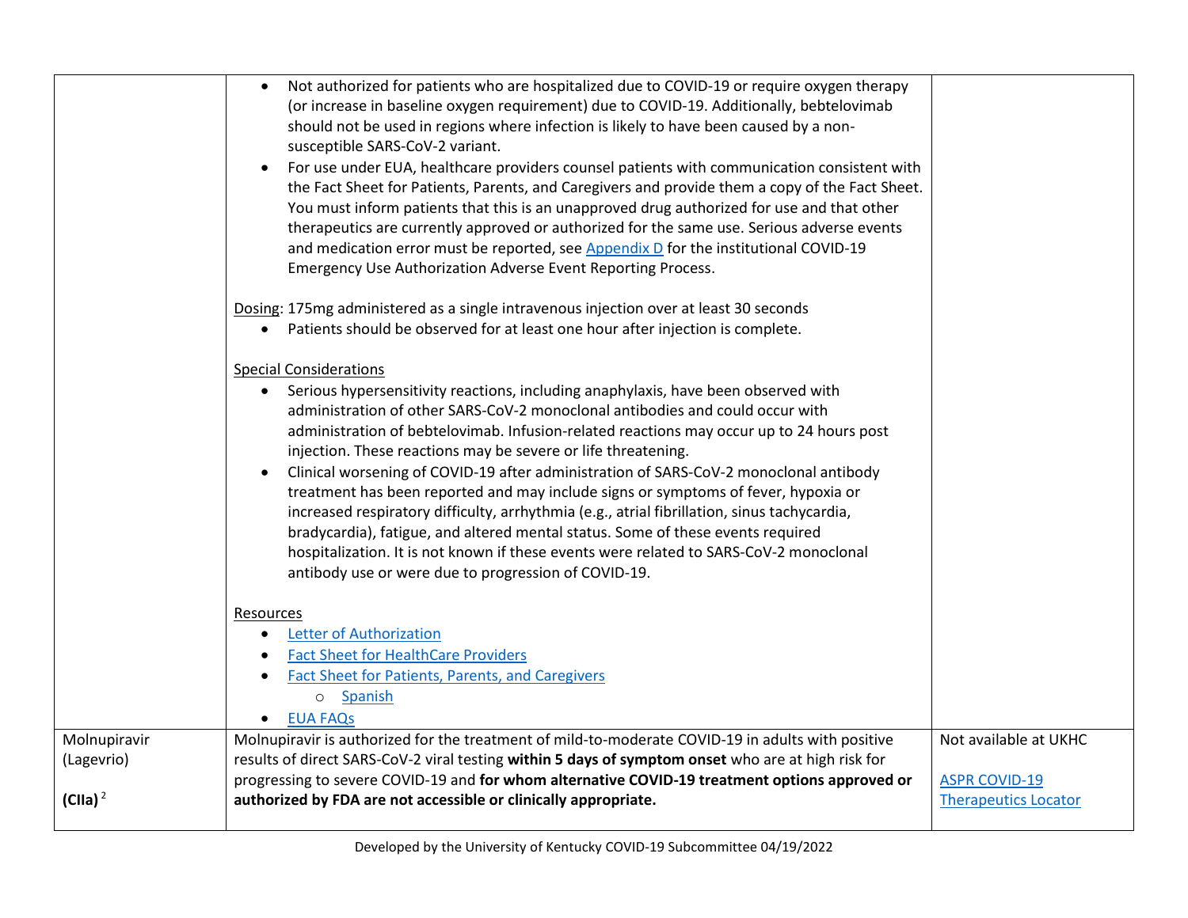| | | |
|---|---|---|
| | • Not authorized for patients who are hospitalized due to COVID-19 or require oxygen therapy (or increase in baseline oxygen requirement) due to COVID-19. Additionally, bebtelovimab should not be used in regions where infection is likely to have been caused by a non-susceptible SARS-CoV-2 variant.<br>• For use under EUA, healthcare providers counsel patients with communication consistent with the Fact Sheet for Patients, Parents, and Caregivers and provide them a copy of the Fact Sheet. You must inform patients that this is an unapproved drug authorized for use and that other therapeutics are currently approved or authorized for the same use. Serious adverse events and medication error must be reported, see Appendix D for the institutional COVID-19 Emergency Use Authorization Adverse Event Reporting Process.<br><br>Dosing: 175mg administered as a single intravenous injection over at least 30 seconds<br>• Patients should be observed for at least one hour after injection is complete.<br><br>Special Considerations<br>• Serious hypersensitivity reactions, including anaphylaxis, have been observed with administration of other SARS-CoV-2 monoclonal antibodies and could occur with administration of bebtelovimab. Infusion-related reactions may occur up to 24 hours post injection. These reactions may be severe or life threatening.<br>• Clinical worsening of COVID-19 after administration of SARS-CoV-2 monoclonal antibody treatment has been reported and may include signs or symptoms of fever, hypoxia or increased respiratory difficulty, arrhythmia (e.g., atrial fibrillation, sinus tachycardia, bradycardia), fatigue, and altered mental status. Some of these events required hospitalization. It is not known if these events were related to SARS-CoV-2 monoclonal antibody use or were due to progression of COVID-19.<br><br>Resources<br>• Letter of Authorization<br>• Fact Sheet for HealthCare Providers<br>• Fact Sheet for Patients, Parents, and Caregivers<br>  ○ Spanish<br>• EUA FAQs | |
| Molnupiravir (Lagevrio)<br><br>**(CIIa)** [2] | Molnupiravir is authorized for the treatment of mild-to-moderate COVID-19 in adults with positive results of direct SARS-CoV-2 viral testing **within 5 days of symptom onset** who are at high risk for progressing to severe COVID-19 and **for whom alternative COVID-19 treatment options approved or authorized by FDA are not accessible or clinically appropriate.** | Not available at UKHC<br><br>ASPR COVID-19 Therapeutics Locator |

Developed by the University of Kentucky COVID-19 Subcommittee 04/19/2022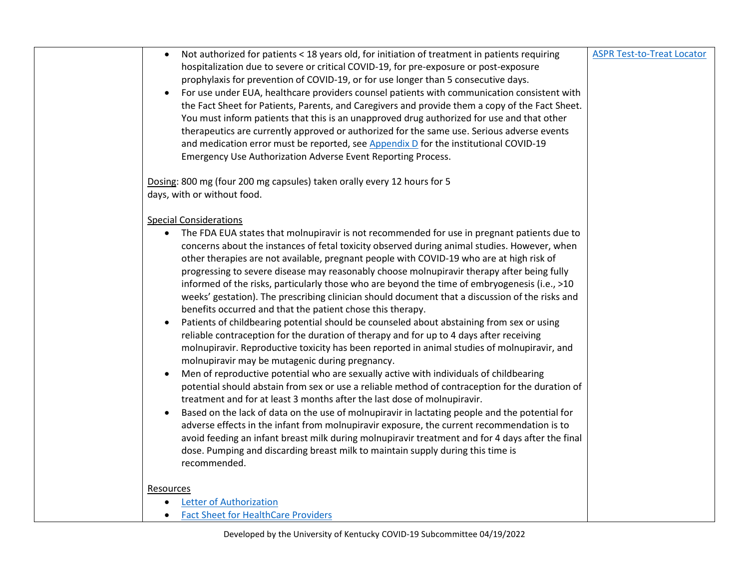| | | |
|---|---|---|
| | • Not authorized for patients < 18 years old, for initiation of treatment in patients requiring hospitalization due to severe or critical COVID-19, for pre-exposure or post-exposure prophylaxis for prevention of COVID-19, or for use longer than 5 consecutive days.<br>• For use under EUA, healthcare providers counsel patients with communication consistent with the Fact Sheet for Patients, Parents, and Caregivers and provide them a copy of the Fact Sheet. You must inform patients that this is an unapproved drug authorized for use and that other therapeutics are currently approved or authorized for the same use. Serious adverse events and medication error must be reported, see Appendix D for the institutional COVID-19 Emergency Use Authorization Adverse Event Reporting Process.<br><br>Dosing: 800 mg (four 200 mg capsules) taken orally every 12 hours for 5 days, with or without food.<br><br>Special Considerations<br>• The FDA EUA states that molnupiravir is not recommended for use in pregnant patients due to concerns about the instances of fetal toxicity observed during animal studies. However, when other therapies are not available, pregnant people with COVID-19 who are at high risk of progressing to severe disease may reasonably choose molnupiravir therapy after being fully informed of the risks, particularly those who are beyond the time of embryogenesis (i.e., >10 weeks' gestation). The prescribing clinician should document that a discussion of the risks and benefits occurred and that the patient chose this therapy.<br>• Patients of childbearing potential should be counseled about abstaining from sex or using reliable contraception for the duration of therapy and for up to 4 days after receiving molnupiravir. Reproductive toxicity has been reported in animal studies of molnupiravir, and molnupiravir may be mutagenic during pregnancy.<br>• Men of reproductive potential who are sexually active with individuals of childbearing potential should abstain from sex or use a reliable method of contraception for the duration of treatment and for at least 3 months after the last dose of molnupiravir.<br>• Based on the lack of data on the use of molnupiravir in lactating people and the potential for adverse effects in the infant from molnupiravir exposure, the current recommendation is to avoid feeding an infant breast milk during molnupiravir treatment and for 4 days after the final dose. Pumping and discarding breast milk to maintain supply during this time is recommended.<br><br>Resources<br>• Letter of Authorization<br>• Fact Sheet for HealthCare Providers | ASPR Test-to-Treat Locator |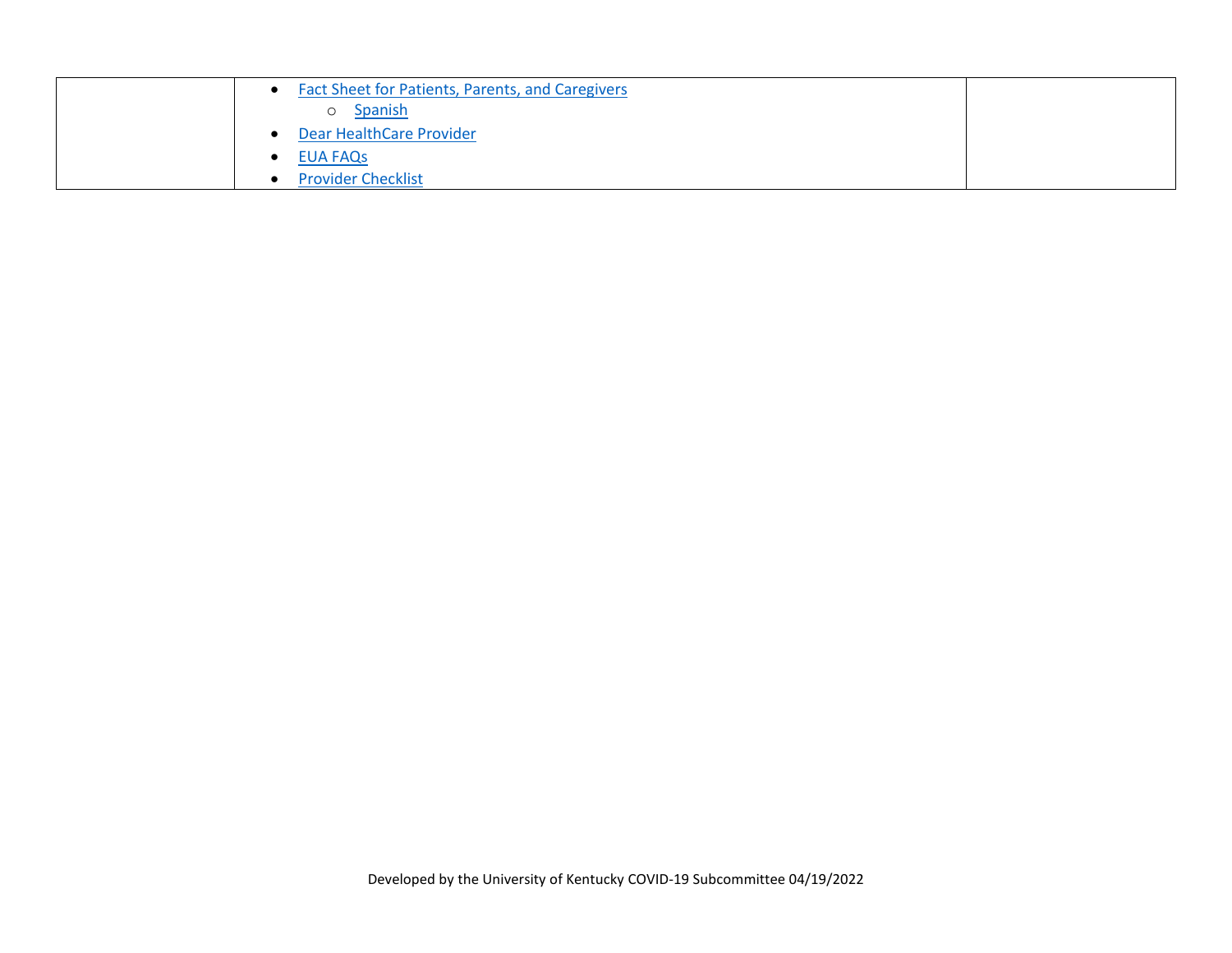| | | |
|---|---|---|
| | • Fact Sheet for Patients, Parents, and Caregivers<br>    ○ Spanish<br>• Dear HealthCare Provider<br>• EUA FAQs<br>• Provider Checklist | |

Developed by the University of Kentucky COVID-19 Subcommittee 04/19/2022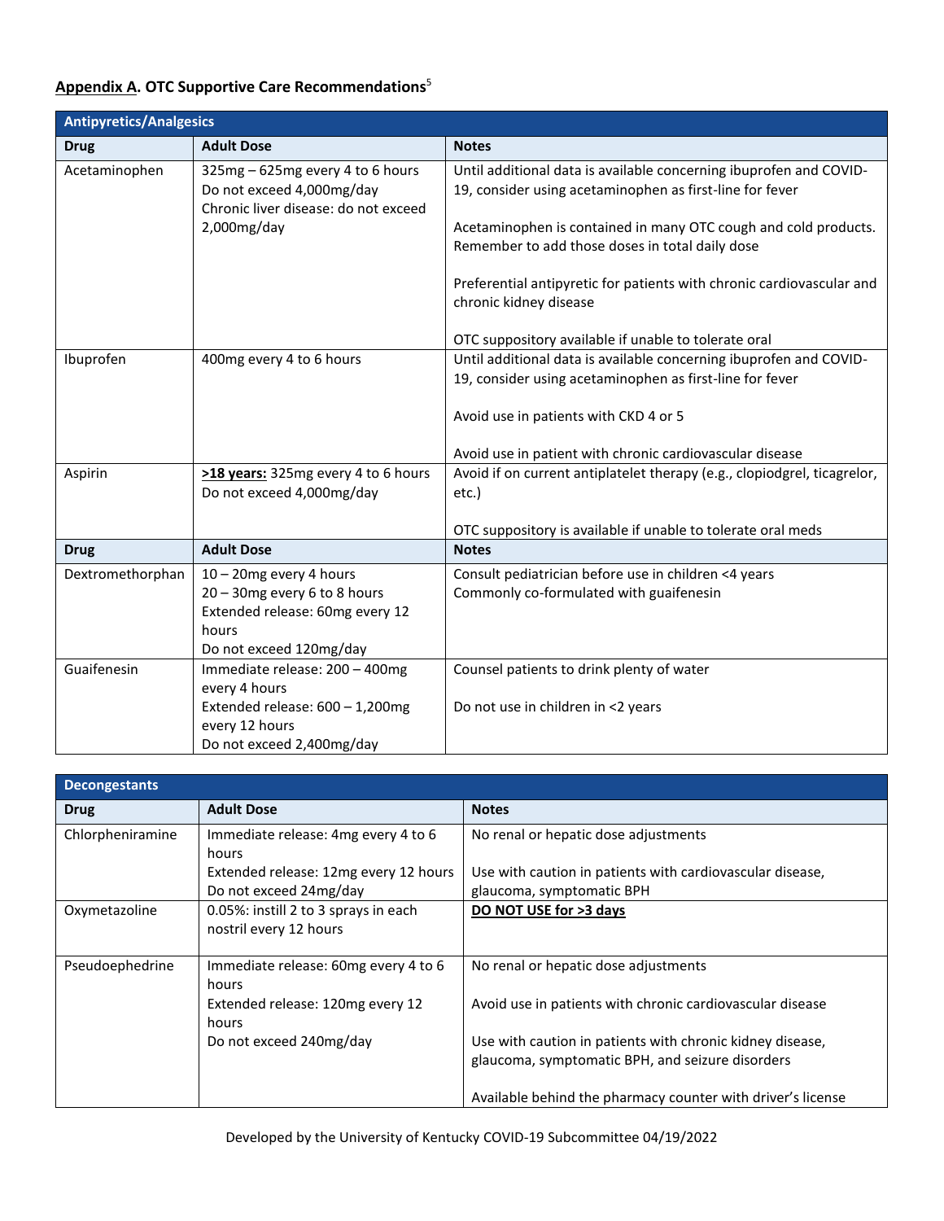## **Appendix A**. OTC Supportive Care Recommendations[5]

| Antipyretics/Analgesics | | |
|---|---|---|
| **Drug** | **Adult Dose** | **Notes** |
| Acetaminophen | 325mg – 625mg every 4 to 6 hours<br>Do not exceed 4,000mg/day<br>Chronic liver disease: do not exceed 2,000mg/day | Until additional data is available concerning ibuprofen and COVID-19, consider using acetaminophen as first-line for fever<br><br>Acetaminophen is contained in many OTC cough and cold products. Remember to add those doses in total daily dose<br><br>Preferential antipyretic for patients with chronic cardiovascular and chronic kidney disease<br><br>OTC suppository available if unable to tolerate oral |
| Ibuprofen | 400mg every 4 to 6 hours | Until additional data is available concerning ibuprofen and COVID-19, consider using acetaminophen as first-line for fever<br><br>Avoid use in patients with CKD 4 or 5<br><br>Avoid use in patient with chronic cardiovascular disease |
| Aspirin | **>18 years:** 325mg every 4 to 6 hours<br>Do not exceed 4,000mg/day | Avoid if on current antiplatelet therapy (e.g., clopiodgrel, ticagrelor, etc.)<br><br>OTC suppository is available if unable to tolerate oral meds |
| **Drug** | **Adult Dose** | **Notes** |
| Dextromethorphan | 10 – 20mg every 4 hours<br>20 – 30mg every 6 to 8 hours<br>Extended release: 60mg every 12 hours<br>Do not exceed 120mg/day | Consult pediatrician before use in children <4 years<br>Commonly co-formulated with guaifenesin |
| Guaifenesin | Immediate release: 200 – 400mg every 4 hours<br>Extended release: 600 – 1,200mg every 12 hours<br>Do not exceed 2,400mg/day | Counsel patients to drink plenty of water<br><br>Do not use in children in <2 years |

| Decongestants | | |
|---|---|---|
| **Drug** | **Adult Dose** | **Notes** |
| Chlorpheniramine | Immediate release: 4mg every 4 to 6 hours<br>Extended release: 12mg every 12 hours<br>Do not exceed 24mg/day | No renal or hepatic dose adjustments<br><br>Use with caution in patients with cardiovascular disease, glaucoma, symptomatic BPH |
| Oxymetazoline | 0.05%: instill 2 to 3 sprays in each nostril every 12 hours | **DO NOT USE for >3 days** |
| Pseudoephedrine | Immediate release: 60mg every 4 to 6 hours<br>Extended release: 120mg every 12 hours<br>Do not exceed 240mg/day | No renal or hepatic dose adjustments<br><br>Avoid use in patients with chronic cardiovascular disease<br><br>Use with caution in patients with chronic kidney disease, glaucoma, symptomatic BPH, and seizure disorders<br><br>Available behind the pharmacy counter with driver's license |

Developed by the University of Kentucky COVID-19 Subcommittee 04/19/2022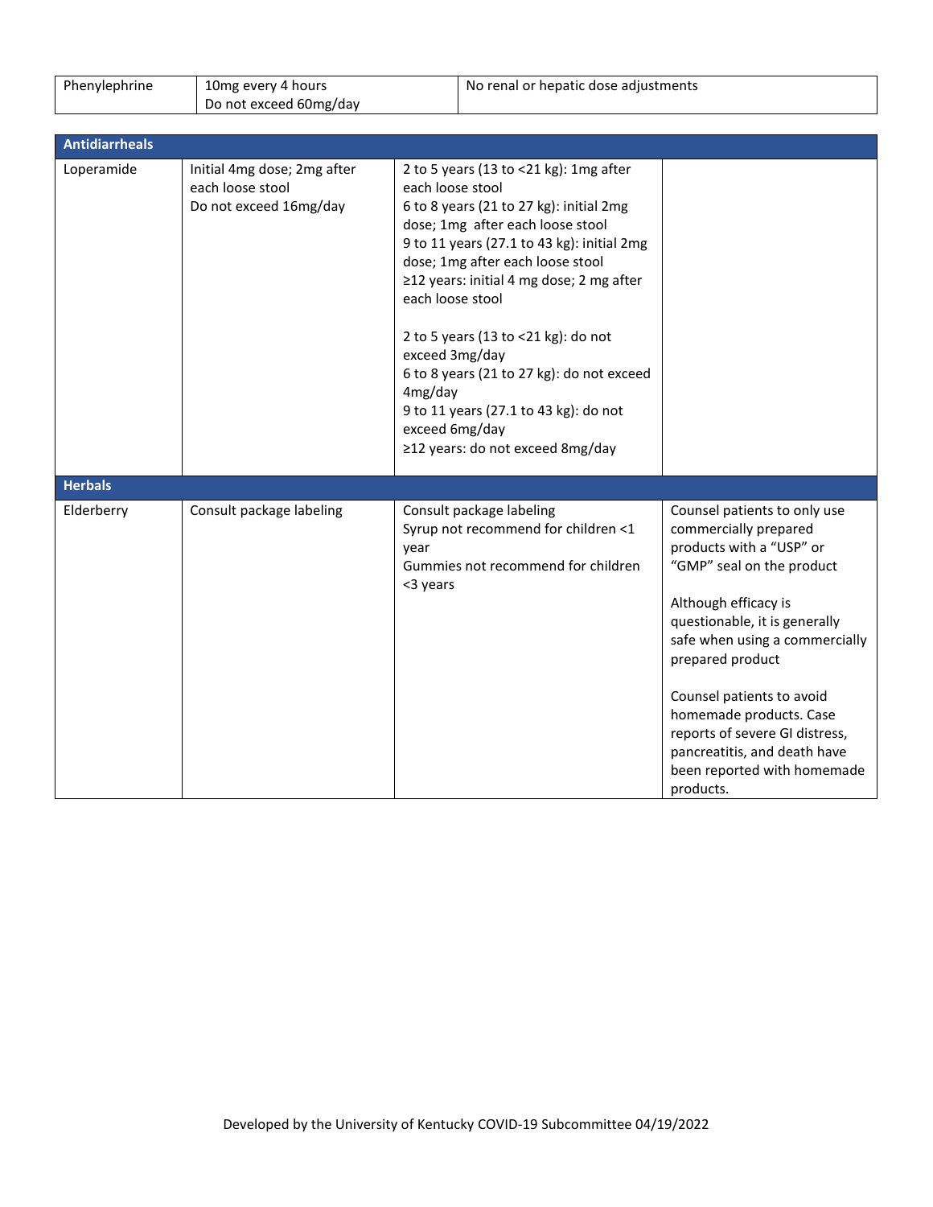| | | | |
|---|---|---|---|
| Phenylephrine | 10mg every 4 hours<br>Do not exceed 60mg/day | | No renal or hepatic dose adjustments |
| **Antidiarrheals** | | | |
| Loperamide | Initial 4mg dose; 2mg after each loose stool<br>Do not exceed 16mg/day | 2 to 5 years (13 to <21 kg): 1mg after each loose stool<br>6 to 8 years (21 to 27 kg): initial 2mg dose; 1mg after each loose stool<br>9 to 11 years (27.1 to 43 kg): initial 2mg dose; 1mg after each loose stool<br>≥12 years: initial 4 mg dose; 2 mg after each loose stool<br><br>2 to 5 years (13 to <21 kg): do not exceed 3mg/day<br>6 to 8 years (21 to 27 kg): do not exceed 4mg/day<br>9 to 11 years (27.1 to 43 kg): do not exceed 6mg/day<br>≥12 years: do not exceed 8mg/day | |
| **Herbals** | | | |
| Elderberry | Consult package labeling | Consult package labeling<br>Syrup not recommend for children <1 year<br>Gummies not recommend for children <3 years | Counsel patients to only use commercially prepared products with a "USP" or "GMP" seal on the product<br><br>Although efficacy is questionable, it is generally safe when using a commercially prepared product<br><br>Counsel patients to avoid homemade products. Case reports of severe GI distress, pancreatitis, and death have been reported with homemade products. |

Developed by the University of Kentucky COVID-19 Subcommittee 04/19/2022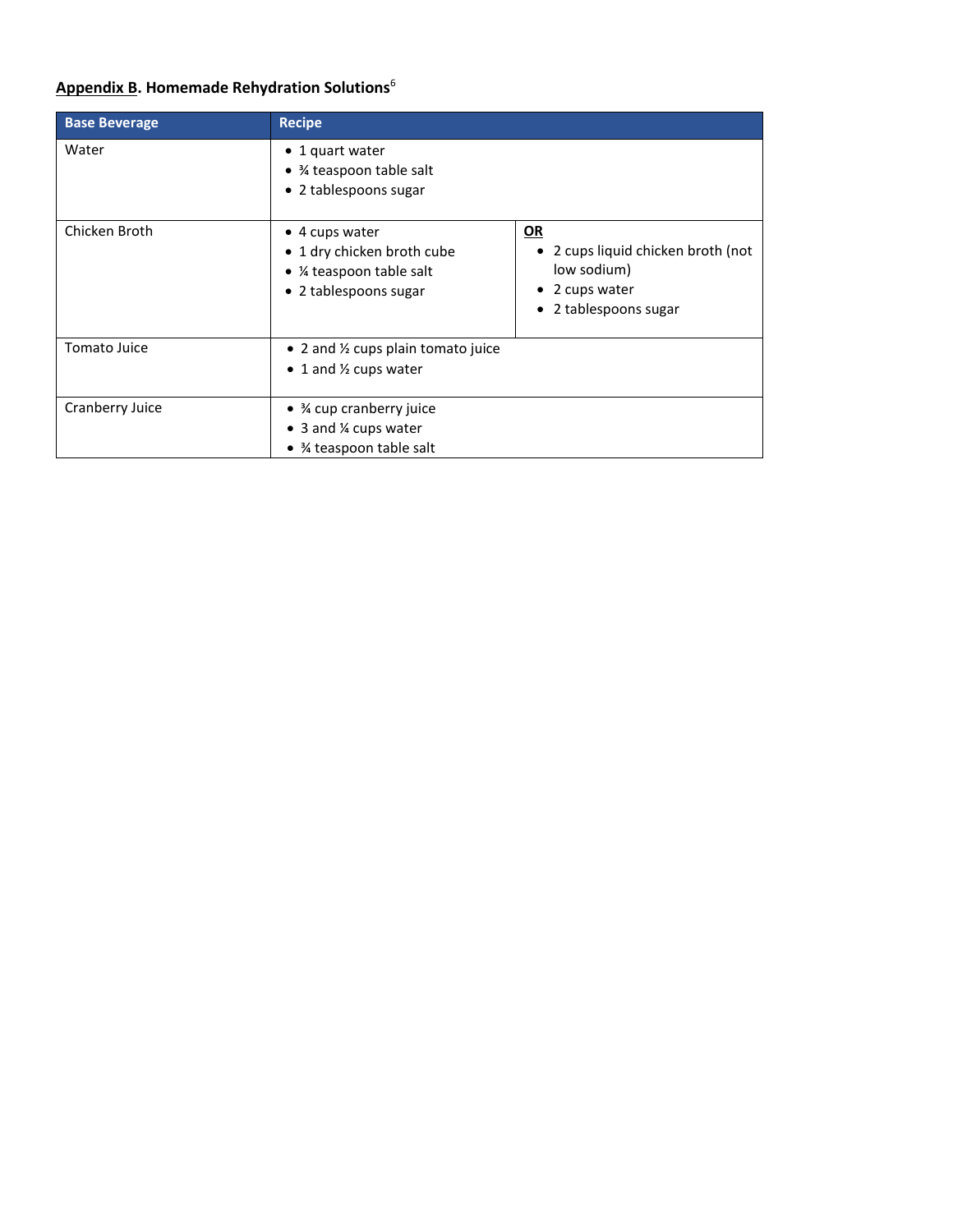## Appendix B. Homemade Rehydration Solutions[6]

| Base Beverage | Recipe | |
|---|---|---|
| Water | • 1 quart water<br>• ¾ teaspoon table salt<br>• 2 tablespoons sugar | |
| Chicken Broth | • 4 cups water<br>• 1 dry chicken broth cube<br>• ¼ teaspoon table salt<br>• 2 tablespoons sugar | **OR**<br>• 2 cups liquid chicken broth (not low sodium)<br>• 2 cups water<br>• 2 tablespoons sugar |
| Tomato Juice | • 2 and ½ cups plain tomato juice<br>• 1 and ½ cups water | |
| Cranberry Juice | • ¾ cup cranberry juice<br>• 3 and ¼ cups water<br>• ¾ teaspoon table salt | |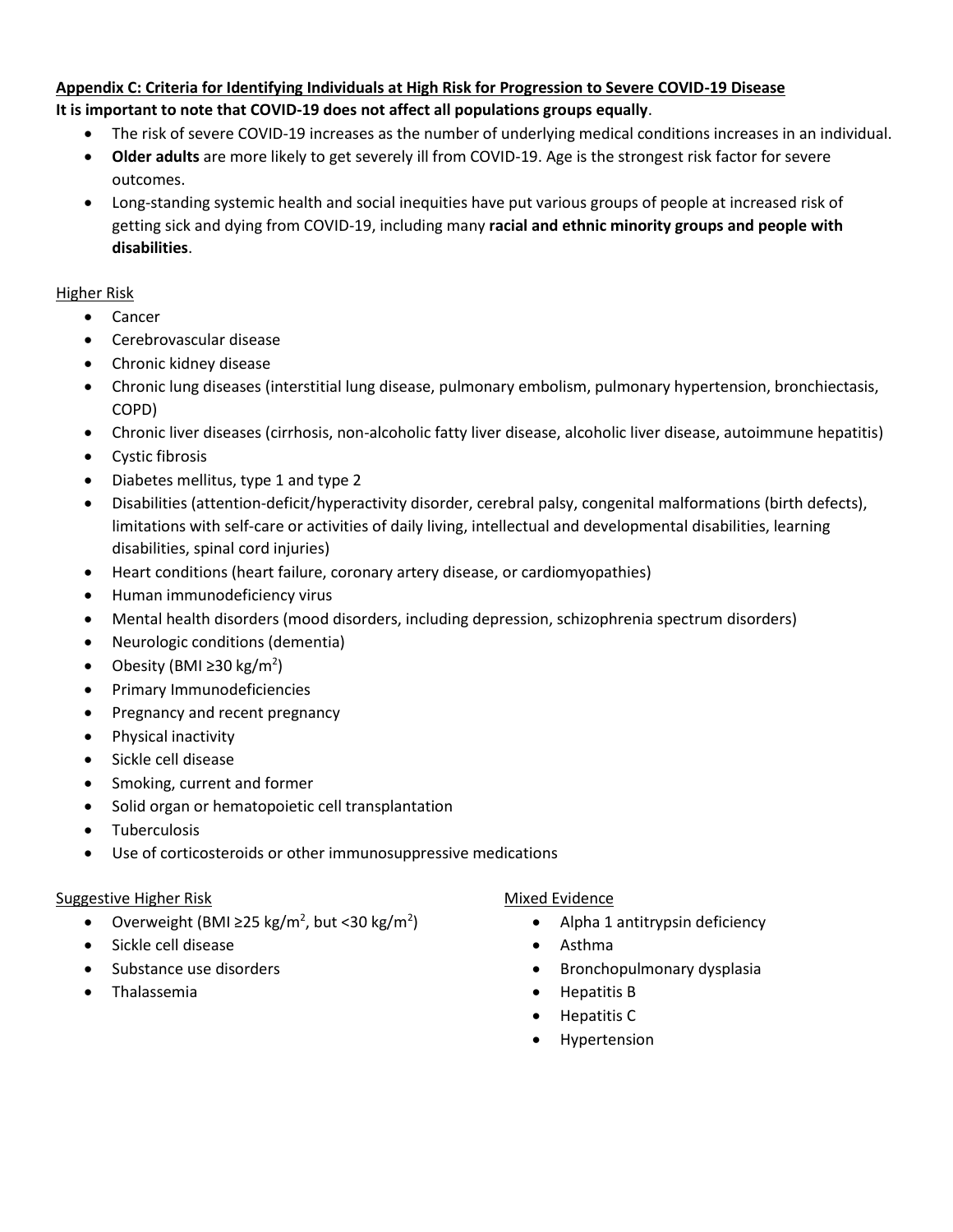## Appendix C: Criteria for Identifying Individuals at High Risk for Progression to Severe COVID-19 Disease

**It is important to note that COVID-19 does not affect all populations groups equally**.

- The risk of severe COVID-19 increases as the number of underlying medical conditions increases in an individual.
- **Older adults** are more likely to get severely ill from COVID-19. Age is the strongest risk factor for severe outcomes.
- Long-standing systemic health and social inequities have put various groups of people at increased risk of getting sick and dying from COVID-19, including many **racial and ethnic minority groups and people with disabilities**.

### Higher Risk

- Cancer
- Cerebrovascular disease
- Chronic kidney disease
- Chronic lung diseases (interstitial lung disease, pulmonary embolism, pulmonary hypertension, bronchiectasis, COPD)
- Chronic liver diseases (cirrhosis, non-alcoholic fatty liver disease, alcoholic liver disease, autoimmune hepatitis)
- Cystic fibrosis
- Diabetes mellitus, type 1 and type 2
- Disabilities (attention-deficit/hyperactivity disorder, cerebral palsy, congenital malformations (birth defects), limitations with self-care or activities of daily living, intellectual and developmental disabilities, learning disabilities, spinal cord injuries)
- Heart conditions (heart failure, coronary artery disease, or cardiomyopathies)
- Human immunodeficiency virus
- Mental health disorders (mood disorders, including depression, schizophrenia spectrum disorders)
- Neurologic conditions (dementia)
- Obesity (BMI $\geq 30$ kg/m$^2$)
- Primary Immunodeficiencies
- Pregnancy and recent pregnancy
- Physical inactivity
- Sickle cell disease
- Smoking, current and former
- Solid organ or hematopoietic cell transplantation
- Tuberculosis
- Use of corticosteroids or other immunosuppressive medications

### Suggestive Higher Risk

- Overweight (BMI $\geq 25$ kg/m$^2$, but $< 30$ kg/m$^2$)
- Sickle cell disease
- Substance use disorders
- Thalassemia

### Mixed Evidence

- Alpha 1 antitrypsin deficiency
- Asthma
- Bronchopulmonary dysplasia
- Hepatitis B
- Hepatitis C
- Hypertension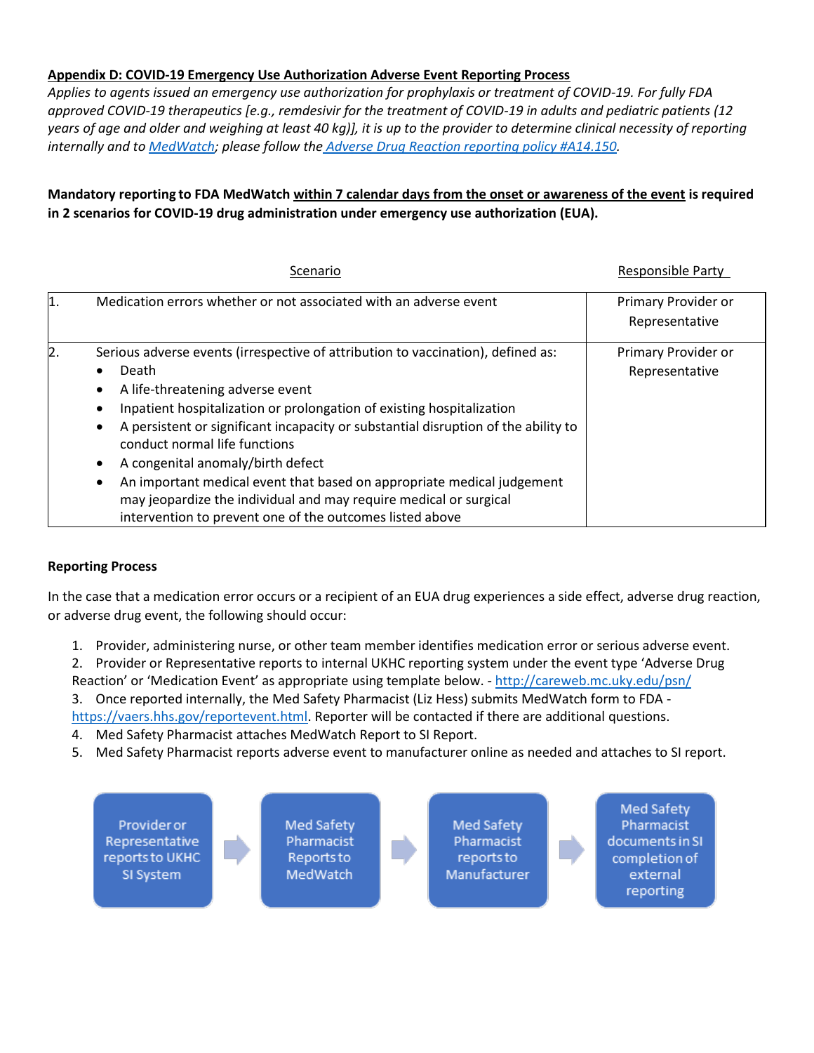**<u>Appendix D: COVID-19 Emergency Use Authorization Adverse Event Reporting Process</u>**

*Applies to agents issued an emergency use authorization for prophylaxis or treatment of COVID-19. For fully FDA approved COVID-19 therapeutics [e.g., remdesivir for the treatment of COVID-19 in adults and pediatric patients (12 years of age and older and weighing at least 40 kg)], it is up to the provider to determine clinical necessity of reporting internally and to [MedWatch](); please follow the [Adverse Drug Reaction reporting policy #A14.150]().*

**Mandatory reporting to FDA MedWatch <u>within 7 calendar days from the onset or awareness of the event</u> is required in 2 scenarios for COVID-19 drug administration under emergency use authorization (EUA).**

| | Scenario | Responsible Party |
|---|---|---|
| 1. | Medication errors whether or not associated with an adverse event | Primary Provider or Representative |
| 2. | Serious adverse events (irrespective of attribution to vaccination), defined as:<br>• Death<br>• A life-threatening adverse event<br>• Inpatient hospitalization or prolongation of existing hospitalization<br>• A persistent or significant incapacity or substantial disruption of the ability to conduct normal life functions<br>• A congenital anomaly/birth defect<br>• An important medical event that based on appropriate medical judgement may jeopardize the individual and may require medical or surgical intervention to prevent one of the outcomes listed above | Primary Provider or Representative |

**Reporting Process**

In the case that a medication error occurs or a recipient of an EUA drug experiences a side effect, adverse drug reaction, or adverse drug event, the following should occur:

1. Provider, administering nurse, or other team member identifies medication error or serious adverse event.
2. Provider or Representative reports to internal UKHC reporting system under the event type 'Adverse Drug Reaction' or 'Medication Event' as appropriate using template below. - http://careweb.mc.uky.edu/psn/
3. Once reported internally, the Med Safety Pharmacist (Liz Hess) submits MedWatch form to FDA - https://vaers.hhs.gov/reportevent.html. Reporter will be contacted if there are additional questions.
4. Med Safety Pharmacist attaches MedWatch Report to SI Report.
5. Med Safety Pharmacist reports adverse event to manufacturer online as needed and attaches to SI report.

Provider or Representative reports to UKHC SI System → Med Safety Pharmacist Reports to MedWatch → Med Safety Pharmacist reports to Manufacturer → Med Safety Pharmacist documents in SI completion of external reporting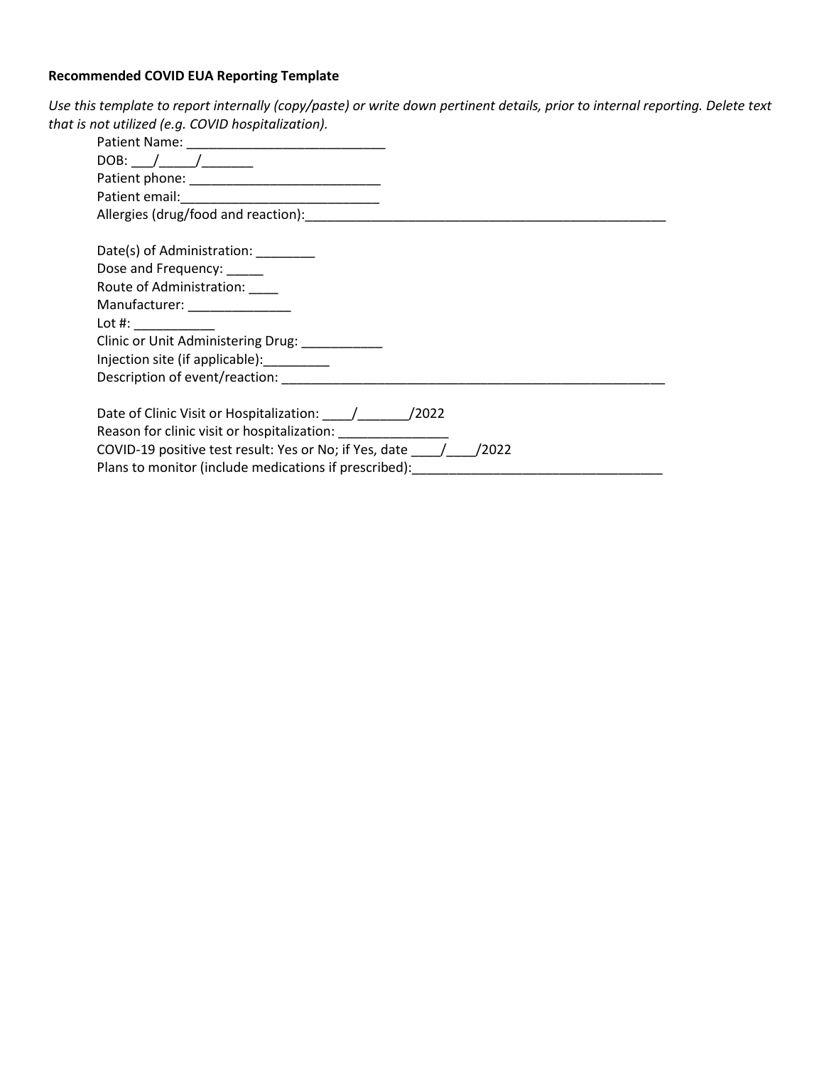**Recommended COVID EUA Reporting Template**

*Use this template to report internally (copy/paste) or write down pertinent details, prior to internal reporting. Delete text that is not utilized (e.g. COVID hospitalization).*

Patient Name: ____________________________
DOB: ___/_____/_______
Patient phone: __________________________
Patient email:___________________________
Allergies (drug/food and reaction):_________________________________________________

Date(s) of Administration: ________
Dose and Frequency: _____
Route of Administration: ____
Manufacturer: ______________
Lot #: ___________
Clinic or Unit Administering Drug: ___________
Injection site (if applicable):_________
Description of event/reaction: _____________________________________________________

Date of Clinic Visit or Hospitalization: ____/_______/2022
Reason for clinic visit or hospitalization: _______________
COVID-19 positive test result: Yes or No; if Yes, date ____/____/2022
Plans to monitor (include medications if prescribed):__________________________________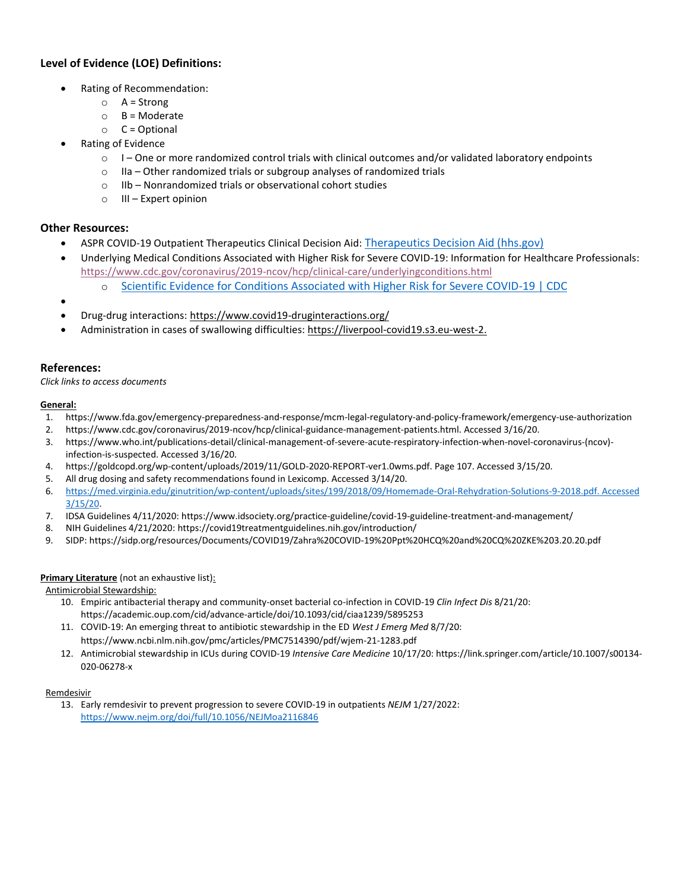### Level of Evidence (LOE) Definitions:

- Rating of Recommendation:
  - A = Strong
  - B = Moderate
  - C = Optional
- Rating of Evidence
  - I – One or more randomized control trials with clinical outcomes and/or validated laboratory endpoints
  - IIa – Other randomized trials or subgroup analyses of randomized trials
  - IIb – Nonrandomized trials or observational cohort studies
  - III – Expert opinion

### Other Resources:

- ASPR COVID-19 Outpatient Therapeutics Clinical Decision Aid: Therapeutics Decision Aid (hhs.gov)
- Underlying Medical Conditions Associated with Higher Risk for Severe COVID-19: Information for Healthcare Professionals: https://www.cdc.gov/coronavirus/2019-ncov/hcp/clinical-care/underlyingconditions.html
  - Scientific Evidence for Conditions Associated with Higher Risk for Severe COVID-19 | CDC
- 
- Drug-drug interactions: https://www.covid19-druginteractions.org/
- Administration in cases of swallowing difficulties: https://liverpool-covid19.s3.eu-west-2.

### References:

*Click links to access documents*

**General:**

1. https://www.fda.gov/emergency-preparedness-and-response/mcm-legal-regulatory-and-policy-framework/emergency-use-authorization
2. https://www.cdc.gov/coronavirus/2019-ncov/hcp/clinical-guidance-management-patients.html. Accessed 3/16/20.
3. https://www.who.int/publications-detail/clinical-management-of-severe-acute-respiratory-infection-when-novel-coronavirus-(ncov)-infection-is-suspected. Accessed 3/16/20.
4. https://goldcopd.org/wp-content/uploads/2019/11/GOLD-2020-REPORT-ver1.0wms.pdf. Page 107. Accessed 3/15/20.
5. All drug dosing and safety recommendations found in Lexicomp. Accessed 3/14/20.
6. https://med.virginia.edu/ginutrition/wp-content/uploads/sites/199/2018/09/Homemade-Oral-Rehydration-Solutions-9-2018.pdf. Accessed 3/15/20.
7. IDSA Guidelines 4/11/2020: https://www.idsociety.org/practice-guideline/covid-19-guideline-treatment-and-management/
8. NIH Guidelines 4/21/2020: https://covid19treatmentguidelines.nih.gov/introduction/
9. SIDP: https://sidp.org/resources/Documents/COVID19/Zahra%20COVID-19%20Ppt%20HCQ%20and%20CQ%20ZKE%203.20.20.pdf

**Primary Literature** (not an exhaustive list):

Antimicrobial Stewardship:

10. Empiric antibacterial therapy and community-onset bacterial co-infection in COVID-19 *Clin Infect Dis* 8/21/20: https://academic.oup.com/cid/advance-article/doi/10.1093/cid/ciaa1239/5895253
11. COVID-19: An emerging threat to antibiotic stewardship in the ED *West J Emerg Med* 8/7/20: https://www.ncbi.nlm.nih.gov/pmc/articles/PMC7514390/pdf/wjem-21-1283.pdf
12. Antimicrobial stewardship in ICUs during COVID-19 *Intensive Care Medicine* 10/17/20: https://link.springer.com/article/10.1007/s00134-020-06278-x

Remdesivir

13. Early remdesivir to prevent progression to severe COVID-19 in outpatients *NEJM* 1/27/2022: https://www.nejm.org/doi/full/10.1056/NEJMoa2116846